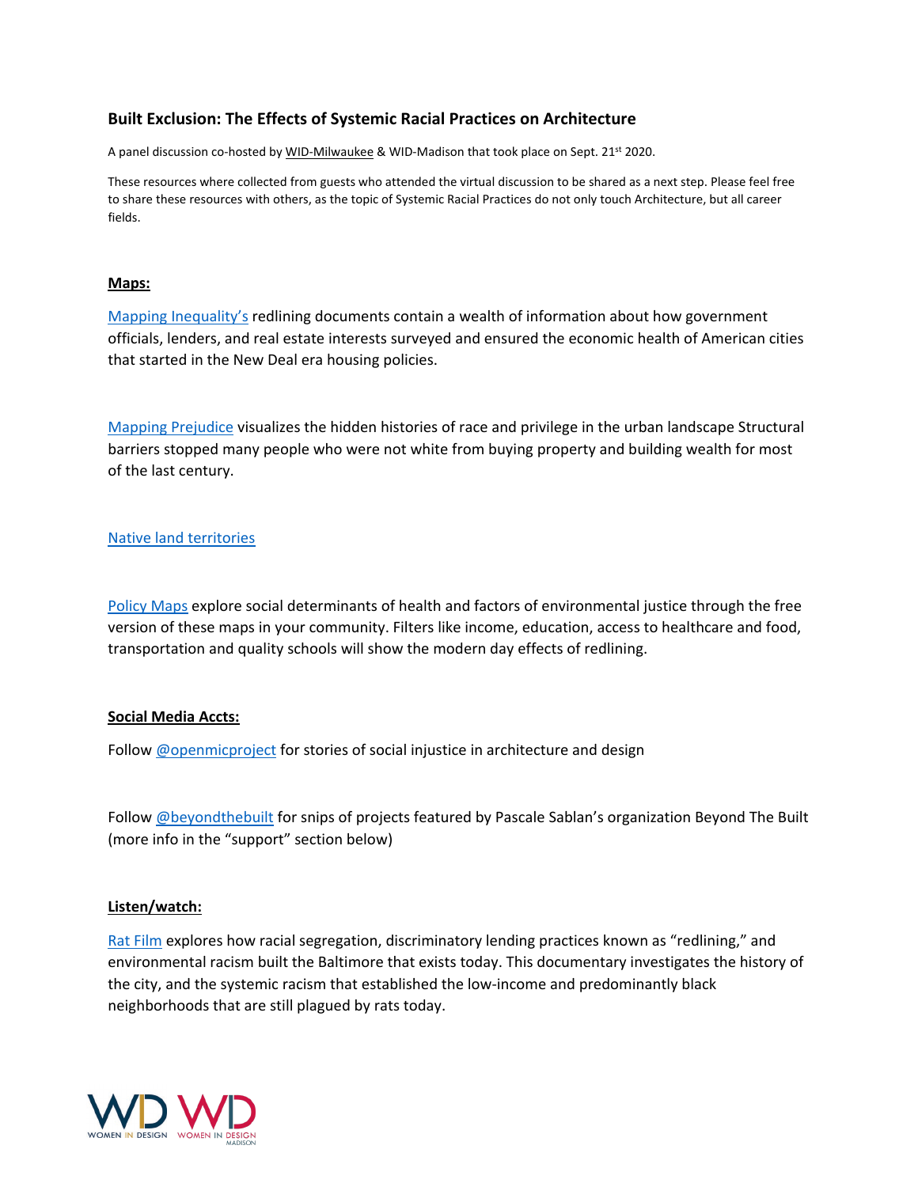### Built Exclusion: The Effects of Systemic Racial Practices on Architecture

A panel discussion co-hosted by WID-Milwaukee & WID-Madison that took place on Sept. 21st 2020.

These resources where collected from guests who attended the virtual discussion to be shared as a next step. Please feel free to share these resources with others, as the topic of Systemic Racial Practices do not only touch Architecture, but all career fields.

**Maps:**

Mapping Inequality's redlining documents contain a wealth of information about how government officials, lenders, and real estate interests surveyed and ensured the economic health of American cities that started in the New Deal era housing policies.

Mapping Prejudice visualizes the hidden histories of race and privilege in the urban landscape Structural barriers stopped many people who were not white from buying property and building wealth for most of the last century.

Native land territories

Policy Maps explore social determinants of health and factors of environmental justice through the free version of these maps in your community. Filters like income, education, access to healthcare and food, transportation and quality schools will show the modern day effects of redlining.

**Social Media Accts:**

Follow @openmicproject for stories of social injustice in architecture and design

Follow @beyondthebuilt for snips of projects featured by Pascale Sablan's organization Beyond The Built (more info in the "support" section below)

**Listen/watch:**

Rat Film explores how racial segregation, discriminatory lending practices known as "redlining," and environmental racism built the Baltimore that exists today. This documentary investigates the history of the city, and the systemic racism that established the low-income and predominantly black neighborhoods that are still plagued by rats today.

WD WOMEN IN DESIGN WD WOMEN IN DESIGN MADISON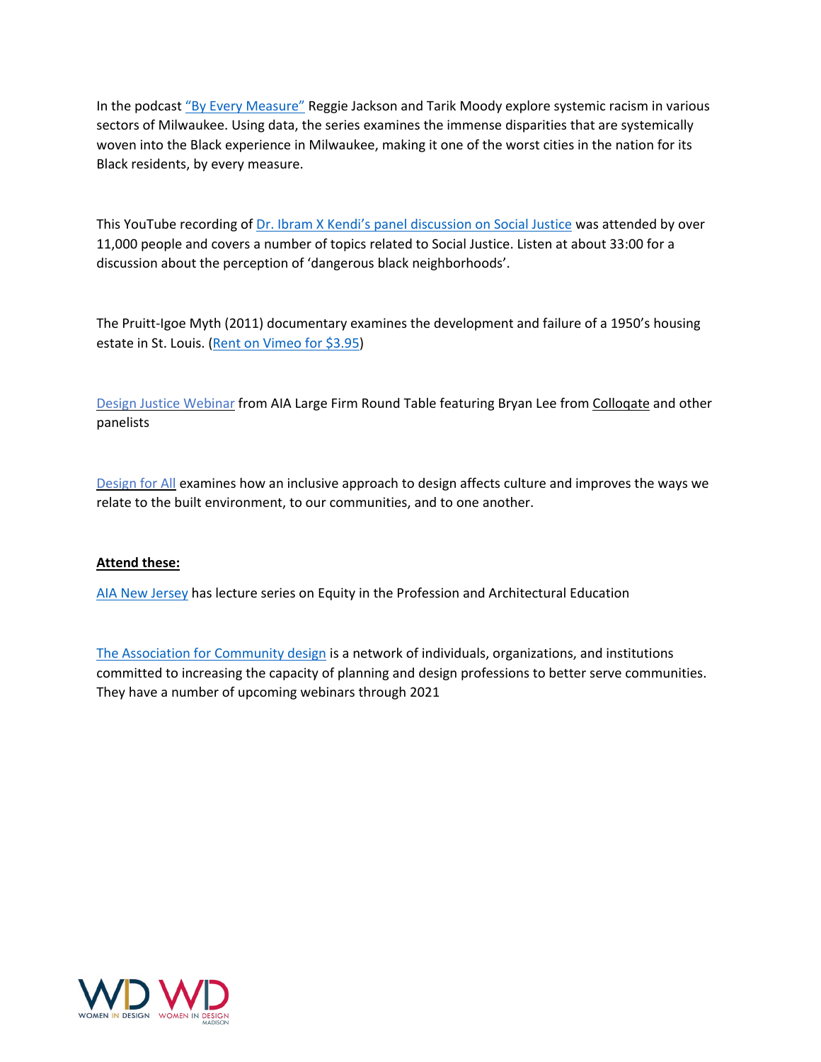In the podcast "By Every Measure" Reggie Jackson and Tarik Moody explore systemic racism in various sectors of Milwaukee. Using data, the series examines the immense disparities that are systemically woven into the Black experience in Milwaukee, making it one of the worst cities in the nation for its Black residents, by every measure.

This YouTube recording of Dr. Ibram X Kendi's panel discussion on Social Justice was attended by over 11,000 people and covers a number of topics related to Social Justice. Listen at about 33:00 for a discussion about the perception of 'dangerous black neighborhoods'.

The Pruitt-Igoe Myth (2011) documentary examines the development and failure of a 1950's housing estate in St. Louis. (Rent on Vimeo for $3.95)

Design Justice Webinar from AIA Large Firm Round Table featuring Bryan Lee from Colloqate and other panelists

Design for All examines how an inclusive approach to design affects culture and improves the ways we relate to the built environment, to our communities, and to one another.

**Attend these:**

AIA New Jersey has lecture series on Equity in the Profession and Architectural Education

The Association for Community design is a network of individuals, organizations, and institutions committed to increasing the capacity of planning and design professions to better serve communities. They have a number of upcoming webinars through 2021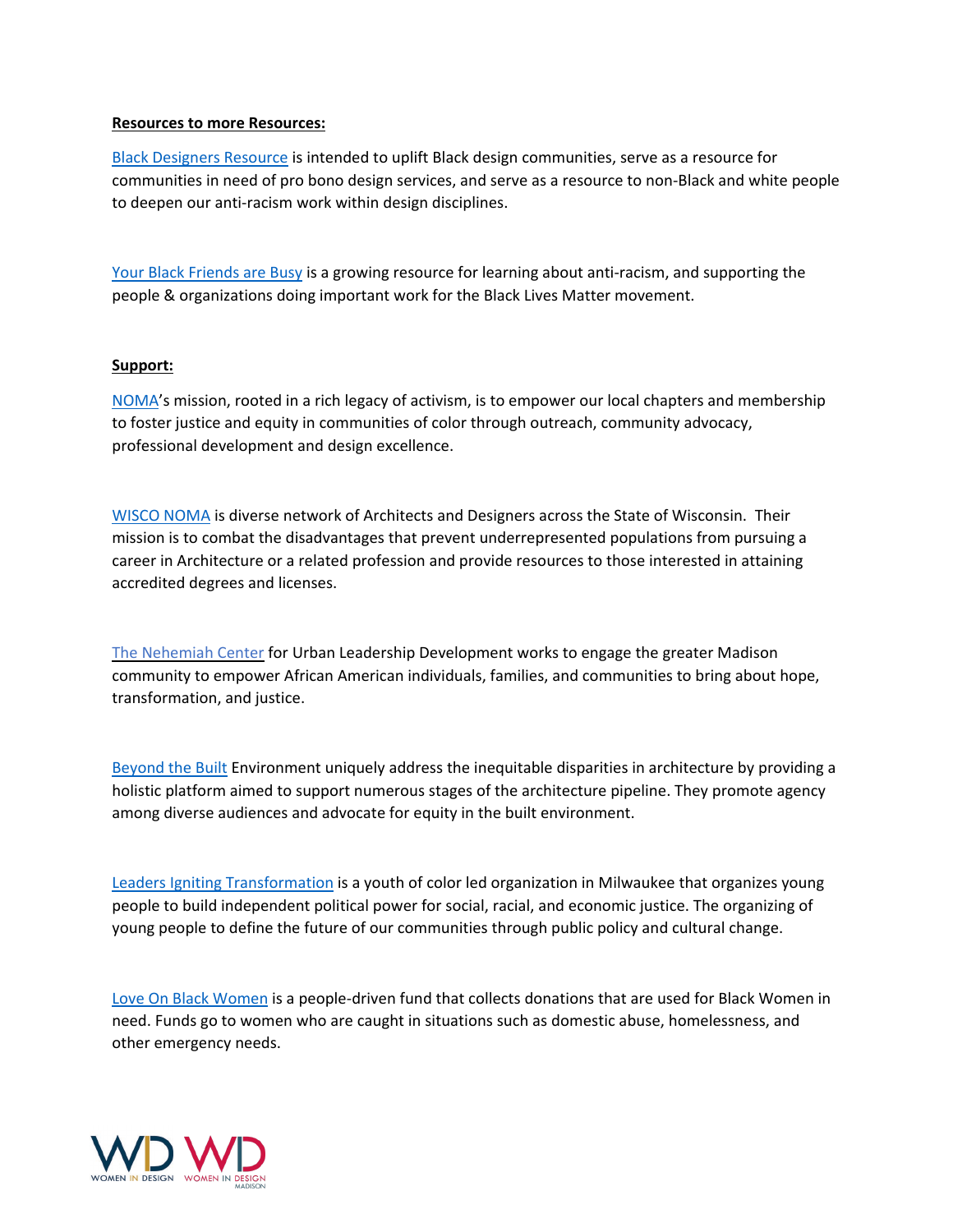**Resources to more Resources:**

Black Designers Resource is intended to uplift Black design communities, serve as a resource for communities in need of pro bono design services, and serve as a resource to non-Black and white people to deepen our anti-racism work within design disciplines.

Your Black Friends are Busy is a growing resource for learning about anti-racism, and supporting the people & organizations doing important work for the Black Lives Matter movement.

**Support:**

NOMA's mission, rooted in a rich legacy of activism, is to empower our local chapters and membership to foster justice and equity in communities of color through outreach, community advocacy, professional development and design excellence.

WISCO NOMA is diverse network of Architects and Designers across the State of Wisconsin. Their mission is to combat the disadvantages that prevent underrepresented populations from pursuing a career in Architecture or a related profession and provide resources to those interested in attaining accredited degrees and licenses.

The Nehemiah Center for Urban Leadership Development works to engage the greater Madison community to empower African American individuals, families, and communities to bring about hope, transformation, and justice.

Beyond the Built Environment uniquely address the inequitable disparities in architecture by providing a holistic platform aimed to support numerous stages of the architecture pipeline. They promote agency among diverse audiences and advocate for equity in the built environment.

Leaders Igniting Transformation is a youth of color led organization in Milwaukee that organizes young people to build independent political power for social, racial, and economic justice. The organizing of young people to define the future of our communities through public policy and cultural change.

Love On Black Women is a people-driven fund that collects donations that are used for Black Women in need. Funds go to women who are caught in situations such as domestic abuse, homelessness, and other emergency needs.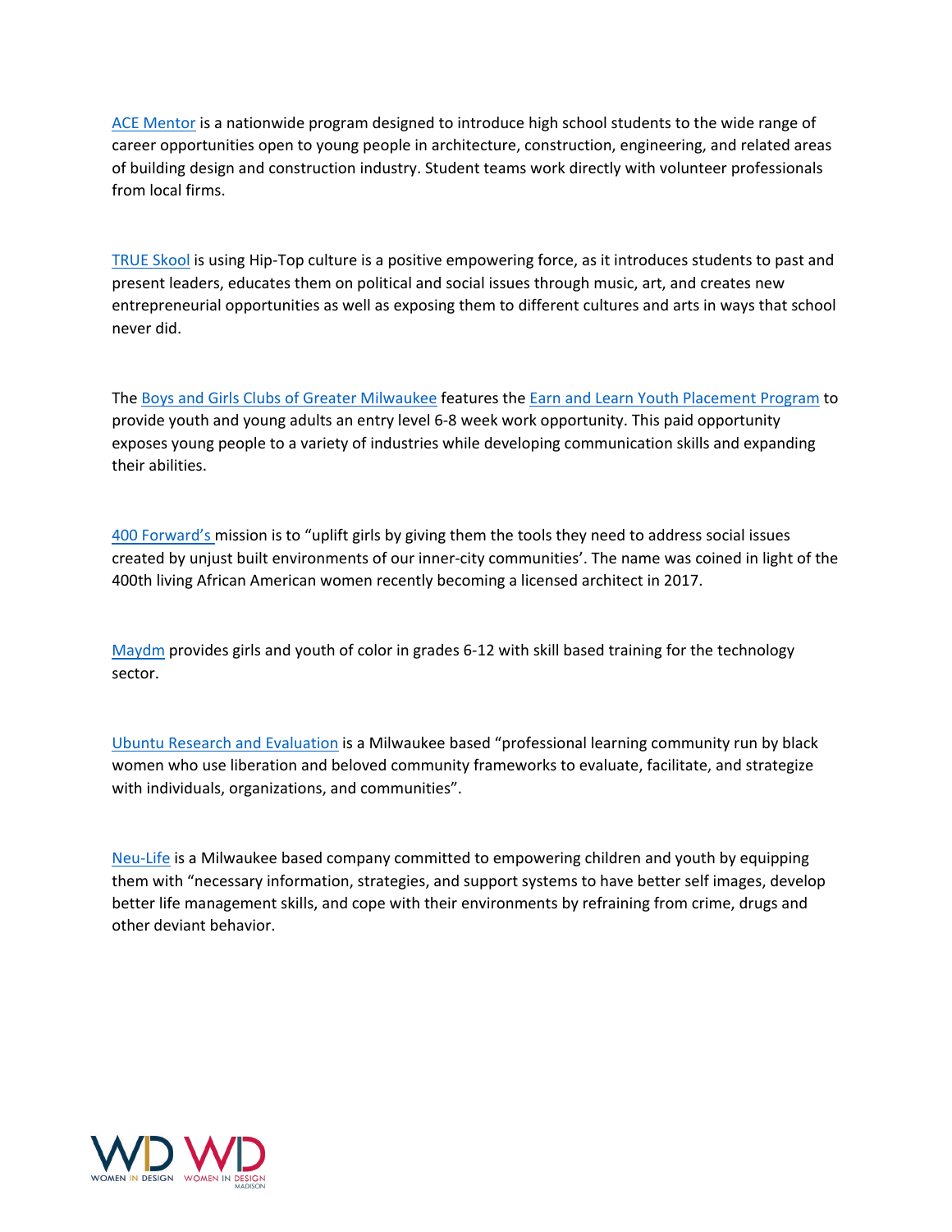ACE Mentor is a nationwide program designed to introduce high school students to the wide range of career opportunities open to young people in architecture, construction, engineering, and related areas of building design and construction industry. Student teams work directly with volunteer professionals from local firms.

TRUE Skool is using Hip-Top culture is a positive empowering force, as it introduces students to past and present leaders, educates them on political and social issues through music, art, and creates new entrepreneurial opportunities as well as exposing them to different cultures and arts in ways that school never did.

The Boys and Girls Clubs of Greater Milwaukee features the Earn and Learn Youth Placement Program to provide youth and young adults an entry level 6-8 week work opportunity. This paid opportunity exposes young people to a variety of industries while developing communication skills and expanding their abilities.

400 Forward's mission is to "uplift girls by giving them the tools they need to address social issues created by unjust built environments of our inner-city communities'. The name was coined in light of the 400th living African American women recently becoming a licensed architect in 2017.

Maydm provides girls and youth of color in grades 6-12 with skill based training for the technology sector.

Ubuntu Research and Evaluation is a Milwaukee based "professional learning community run by black women who use liberation and beloved community frameworks to evaluate, facilitate, and strategize with individuals, organizations, and communities".

Neu-Life is a Milwaukee based company committed to empowering children and youth by equipping them with "necessary information, strategies, and support systems to have better self images, develop better life management skills, and cope with their environments by refraining from crime, drugs and other deviant behavior.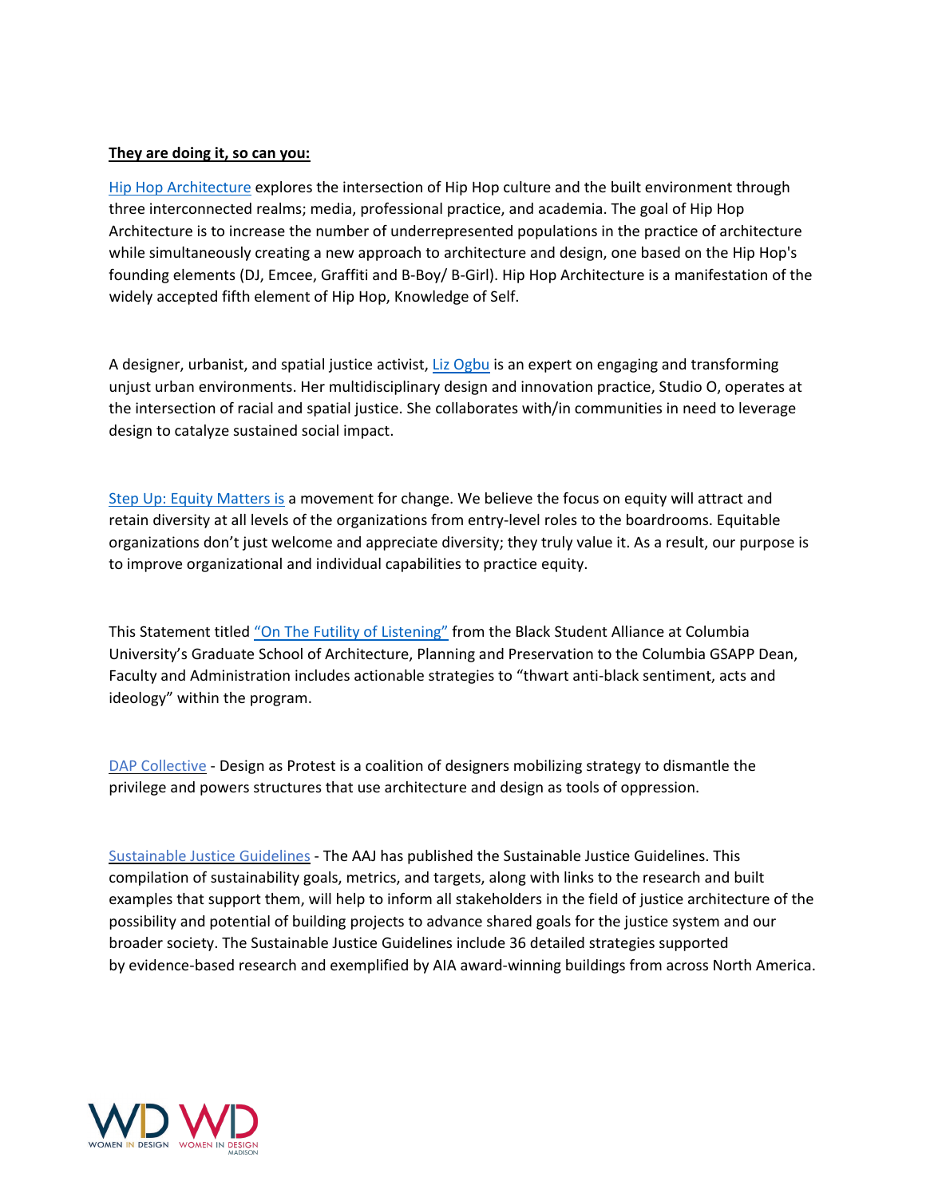**They are doing it, so can you:**

Hip Hop Architecture explores the intersection of Hip Hop culture and the built environment through three interconnected realms; media, professional practice, and academia. The goal of Hip Hop Architecture is to increase the number of underrepresented populations in the practice of architecture while simultaneously creating a new approach to architecture and design, one based on the Hip Hop's founding elements (DJ, Emcee, Graffiti and B-Boy/ B-Girl). Hip Hop Architecture is a manifestation of the widely accepted fifth element of Hip Hop, Knowledge of Self.

A designer, urbanist, and spatial justice activist, Liz Ogbu is an expert on engaging and transforming unjust urban environments. Her multidisciplinary design and innovation practice, Studio O, operates at the intersection of racial and spatial justice. She collaborates with/in communities in need to leverage design to catalyze sustained social impact.

Step Up: Equity Matters is a movement for change. We believe the focus on equity will attract and retain diversity at all levels of the organizations from entry-level roles to the boardrooms. Equitable organizations don't just welcome and appreciate diversity; they truly value it. As a result, our purpose is to improve organizational and individual capabilities to practice equity.

This Statement titled "On The Futility of Listening" from the Black Student Alliance at Columbia University's Graduate School of Architecture, Planning and Preservation to the Columbia GSAPP Dean, Faculty and Administration includes actionable strategies to "thwart anti-black sentiment, acts and ideology" within the program.

DAP Collective - Design as Protest is a coalition of designers mobilizing strategy to dismantle the privilege and powers structures that use architecture and design as tools of oppression.

Sustainable Justice Guidelines - The AAJ has published the Sustainable Justice Guidelines. This compilation of sustainability goals, metrics, and targets, along with links to the research and built examples that support them, will help to inform all stakeholders in the field of justice architecture of the possibility and potential of building projects to advance shared goals for the justice system and our broader society. The Sustainable Justice Guidelines include 36 detailed strategies supported by evidence-based research and exemplified by AIA award-winning buildings from across North America.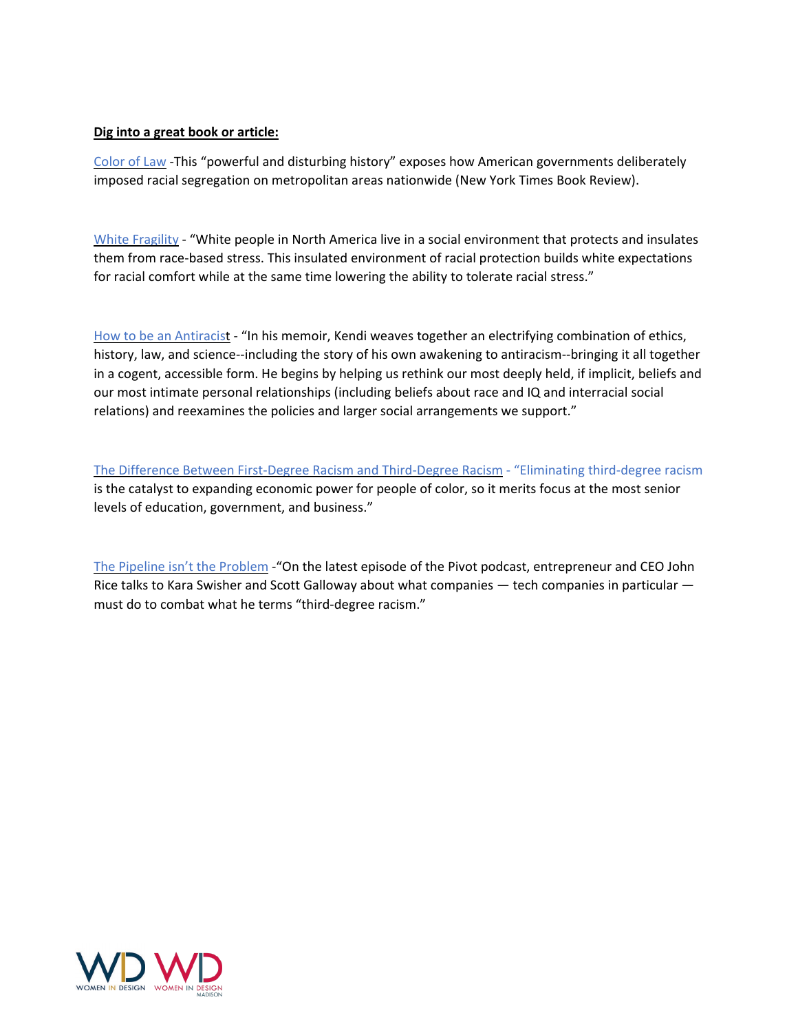**Dig into a great book or article:**

Color of Law -This "powerful and disturbing history" exposes how American governments deliberately imposed racial segregation on metropolitan areas nationwide (New York Times Book Review).

White Fragility - "White people in North America live in a social environment that protects and insulates them from race-based stress. This insulated environment of racial protection builds white expectations for racial comfort while at the same time lowering the ability to tolerate racial stress."

How to be an Antiracist - "In his memoir, Kendi weaves together an electrifying combination of ethics, history, law, and science--including the story of his own awakening to antiracism--bringing it all together in a cogent, accessible form. He begins by helping us rethink our most deeply held, if implicit, beliefs and our most intimate personal relationships (including beliefs about race and IQ and interracial social relations) and reexamines the policies and larger social arrangements we support."

The Difference Between First-Degree Racism and Third-Degree Racism - "Eliminating third-degree racism is the catalyst to expanding economic power for people of color, so it merits focus at the most senior levels of education, government, and business."

The Pipeline isn't the Problem -"On the latest episode of the Pivot podcast, entrepreneur and CEO John Rice talks to Kara Swisher and Scott Galloway about what companies — tech companies in particular — must do to combat what he terms "third-degree racism."

WD WOMEN IN DESIGN WD WOMEN IN DESIGN MADISON